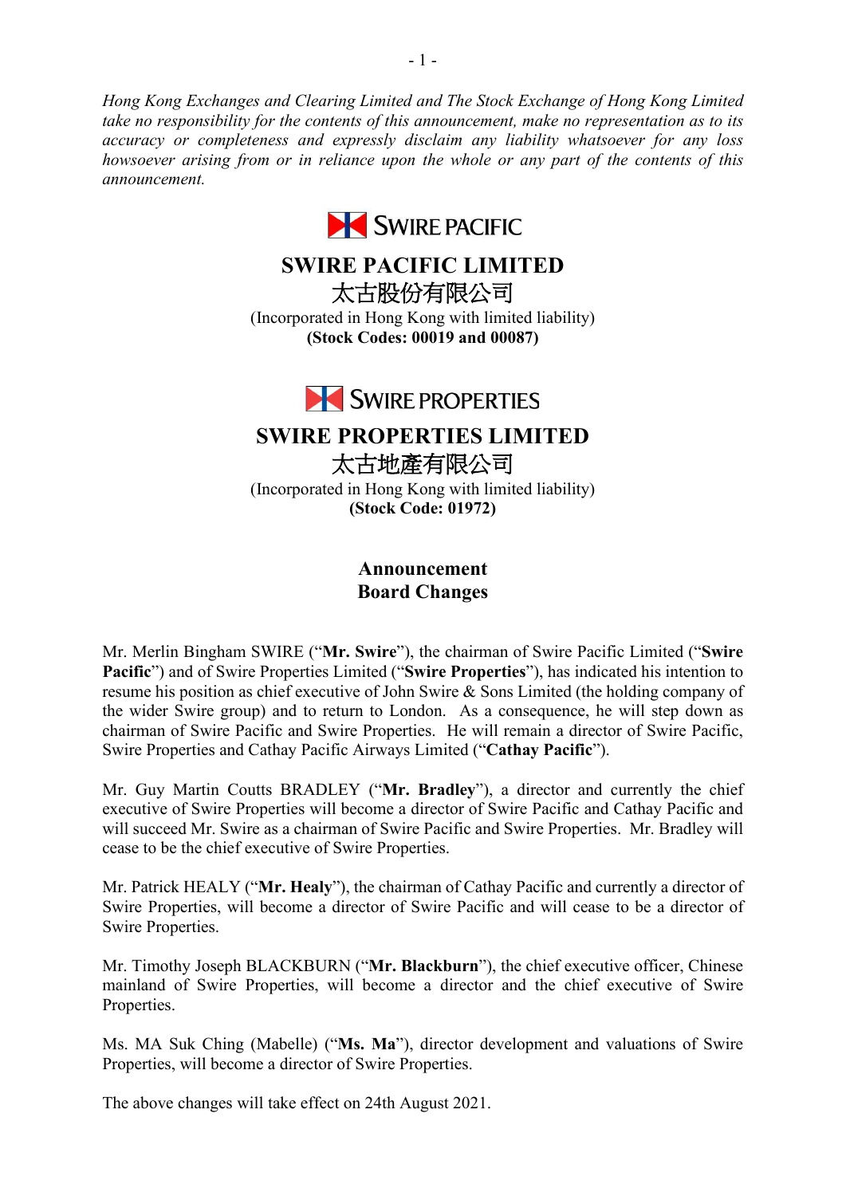*Hong Kong Exchanges and Clearing Limited and The Stock Exchange of Hong Kong Limited take no responsibility for the contents of this announcement, make no representation as to its accuracy or completeness and expressly disclaim any liability whatsoever for any loss howsoever arising from or in reliance upon the whole or any part of the contents of this announcement.*

SWIRE PACIFIC

# SWIRE PACIFIC LIMITED
# 太古股份有限公司

(Incorporated in Hong Kong with limited liability)
**(Stock Codes: 00019 and 00087)**

SWIRE PROPERTIES

# SWIRE PROPERTIES LIMITED
# 太古地產有限公司

(Incorporated in Hong Kong with limited liability)
**(Stock Code: 01972)**

## Announcement
## Board Changes

Mr. Merlin Bingham SWIRE ("**Mr. Swire**"), the chairman of Swire Pacific Limited ("**Swire Pacific**") and of Swire Properties Limited ("**Swire Properties**"), has indicated his intention to resume his position as chief executive of John Swire & Sons Limited (the holding company of the wider Swire group) and to return to London. As a consequence, he will step down as chairman of Swire Pacific and Swire Properties. He will remain a director of Swire Pacific, Swire Properties and Cathay Pacific Airways Limited ("**Cathay Pacific**").

Mr. Guy Martin Coutts BRADLEY ("**Mr. Bradley**"), a director and currently the chief executive of Swire Properties will become a director of Swire Pacific and Cathay Pacific and will succeed Mr. Swire as a chairman of Swire Pacific and Swire Properties. Mr. Bradley will cease to be the chief executive of Swire Properties.

Mr. Patrick HEALY ("**Mr. Healy**"), the chairman of Cathay Pacific and currently a director of Swire Properties, will become a director of Swire Pacific and will cease to be a director of Swire Properties.

Mr. Timothy Joseph BLACKBURN ("**Mr. Blackburn**"), the chief executive officer, Chinese mainland of Swire Properties, will become a director and the chief executive of Swire Properties.

Ms. MA Suk Ching (Mabelle) ("**Ms. Ma**"), director development and valuations of Swire Properties, will become a director of Swire Properties.

The above changes will take effect on 24th August 2021.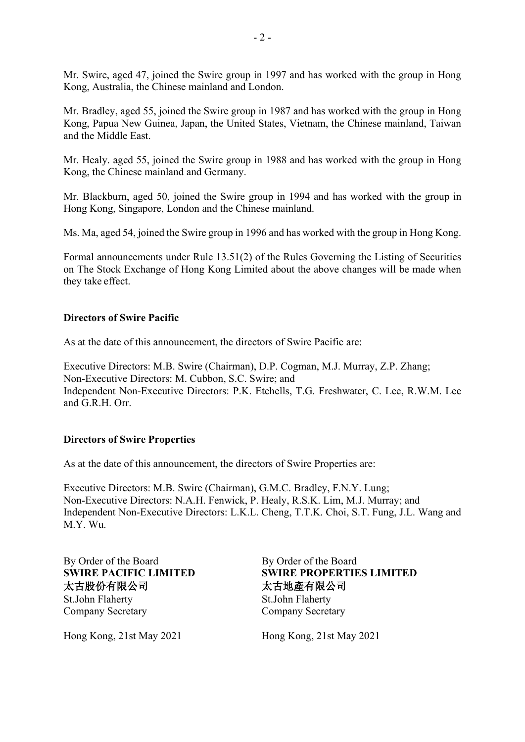Mr. Swire, aged 47, joined the Swire group in 1997 and has worked with the group in Hong Kong, Australia, the Chinese mainland and London.

Mr. Bradley, aged 55, joined the Swire group in 1987 and has worked with the group in Hong Kong, Papua New Guinea, Japan, the United States, Vietnam, the Chinese mainland, Taiwan and the Middle East.

Mr. Healy. aged 55, joined the Swire group in 1988 and has worked with the group in Hong Kong, the Chinese mainland and Germany.

Mr. Blackburn, aged 50, joined the Swire group in 1994 and has worked with the group in Hong Kong, Singapore, London and the Chinese mainland.

Ms. Ma, aged 54, joined the Swire group in 1996 and has worked with the group in Hong Kong.

Formal announcements under Rule 13.51(2) of the Rules Governing the Listing of Securities on The Stock Exchange of Hong Kong Limited about the above changes will be made when they take effect.

**Directors of Swire Pacific**

As at the date of this announcement, the directors of Swire Pacific are:

Executive Directors: M.B. Swire (Chairman), D.P. Cogman, M.J. Murray, Z.P. Zhang;
Non-Executive Directors: M. Cubbon, S.C. Swire; and
Independent Non-Executive Directors: P.K. Etchells, T.G. Freshwater, C. Lee, R.W.M. Lee and G.R.H. Orr.

**Directors of Swire Properties**

As at the date of this announcement, the directors of Swire Properties are:

Executive Directors: M.B. Swire (Chairman), G.M.C. Bradley, F.N.Y. Lung;
Non-Executive Directors: N.A.H. Fenwick, P. Healy, R.S.K. Lim, M.J. Murray; and
Independent Non-Executive Directors: L.K.L. Cheng, T.T.K. Choi, S.T. Fung, J.L. Wang and M.Y. Wu.

By Order of the Board
**SWIRE PACIFIC LIMITED**
**太古股份有限公司**
St.John Flaherty
Company Secretary

Hong Kong, 21st May 2021

By Order of the Board
**SWIRE PROPERTIES LIMITED**
**太古地產有限公司**
St.John Flaherty
Company Secretary

Hong Kong, 21st May 2021